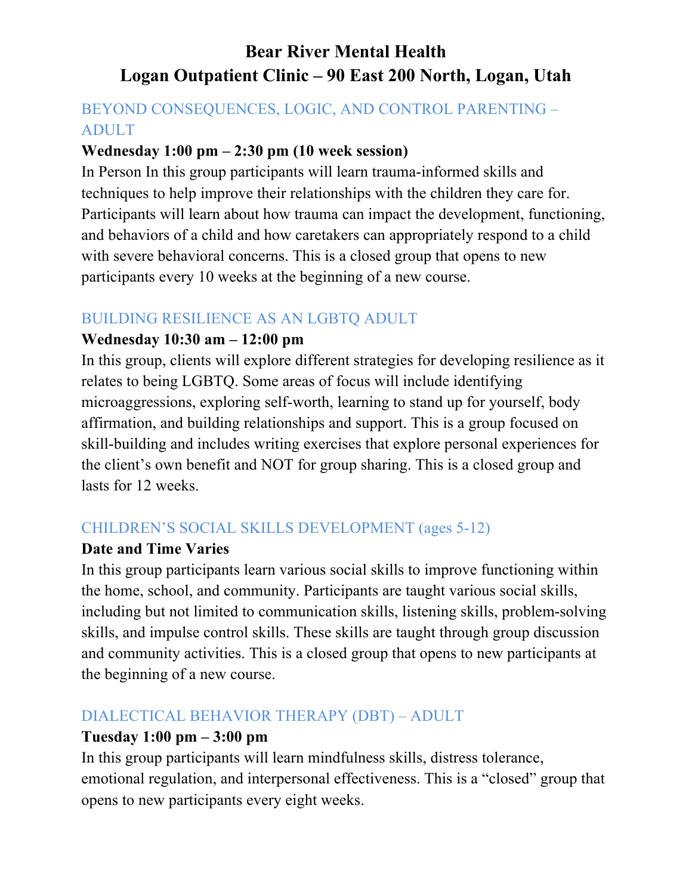# Bear River Mental Health
# Logan Outpatient Clinic – 90 East 200 North, Logan, Utah

## BEYOND CONSEQUENCES, LOGIC, AND CONTROL PARENTING – ADULT

**Wednesday 1:00 pm – 2:30 pm (10 week session)**

In Person In this group participants will learn trauma-informed skills and techniques to help improve their relationships with the children they care for. Participants will learn about how trauma can impact the development, functioning, and behaviors of a child and how caretakers can appropriately respond to a child with severe behavioral concerns. This is a closed group that opens to new participants every 10 weeks at the beginning of a new course.

## BUILDING RESILIENCE AS AN LGBTQ ADULT

**Wednesday 10:30 am – 12:00 pm**

In this group, clients will explore different strategies for developing resilience as it relates to being LGBTQ. Some areas of focus will include identifying microaggressions, exploring self-worth, learning to stand up for yourself, body affirmation, and building relationships and support. This is a group focused on skill-building and includes writing exercises that explore personal experiences for the client's own benefit and NOT for group sharing. This is a closed group and lasts for 12 weeks.

## CHILDREN'S SOCIAL SKILLS DEVELOPMENT (ages 5-12)

**Date and Time Varies**

In this group participants learn various social skills to improve functioning within the home, school, and community. Participants are taught various social skills, including but not limited to communication skills, listening skills, problem-solving skills, and impulse control skills. These skills are taught through group discussion and community activities. This is a closed group that opens to new participants at the beginning of a new course.

## DIALECTICAL BEHAVIOR THERAPY (DBT) – ADULT

**Tuesday 1:00 pm – 3:00 pm**

In this group participants will learn mindfulness skills, distress tolerance, emotional regulation, and interpersonal effectiveness. This is a "closed" group that opens to new participants every eight weeks.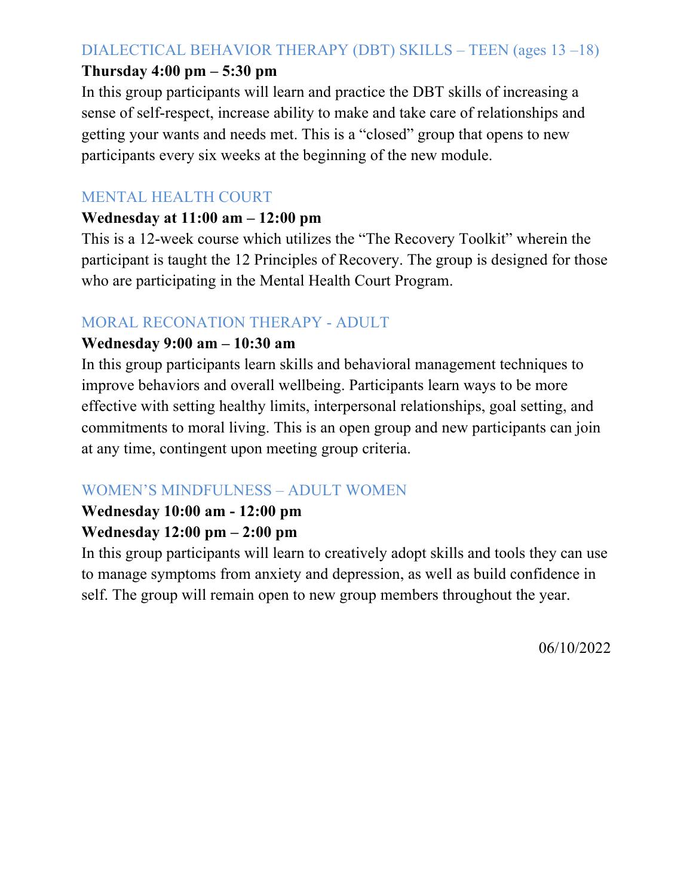## DIALECTICAL BEHAVIOR THERAPY (DBT) SKILLS – TEEN (ages 13 –18)

**Thursday 4:00 pm – 5:30 pm**

In this group participants will learn and practice the DBT skills of increasing a sense of self-respect, increase ability to make and take care of relationships and getting your wants and needs met. This is a "closed" group that opens to new participants every six weeks at the beginning of the new module.

## MENTAL HEALTH COURT

**Wednesday at 11:00 am – 12:00 pm**

This is a 12-week course which utilizes the "The Recovery Toolkit" wherein the participant is taught the 12 Principles of Recovery. The group is designed for those who are participating in the Mental Health Court Program.

## MORAL RECONATION THERAPY - ADULT

**Wednesday 9:00 am – 10:30 am**

In this group participants learn skills and behavioral management techniques to improve behaviors and overall wellbeing. Participants learn ways to be more effective with setting healthy limits, interpersonal relationships, goal setting, and commitments to moral living. This is an open group and new participants can join at any time, contingent upon meeting group criteria.

## WOMEN'S MINDFULNESS – ADULT WOMEN

**Wednesday 10:00 am - 12:00 pm**
**Wednesday 12:00 pm – 2:00 pm**

In this group participants will learn to creatively adopt skills and tools they can use to manage symptoms from anxiety and depression, as well as build confidence in self. The group will remain open to new group members throughout the year.

06/10/2022